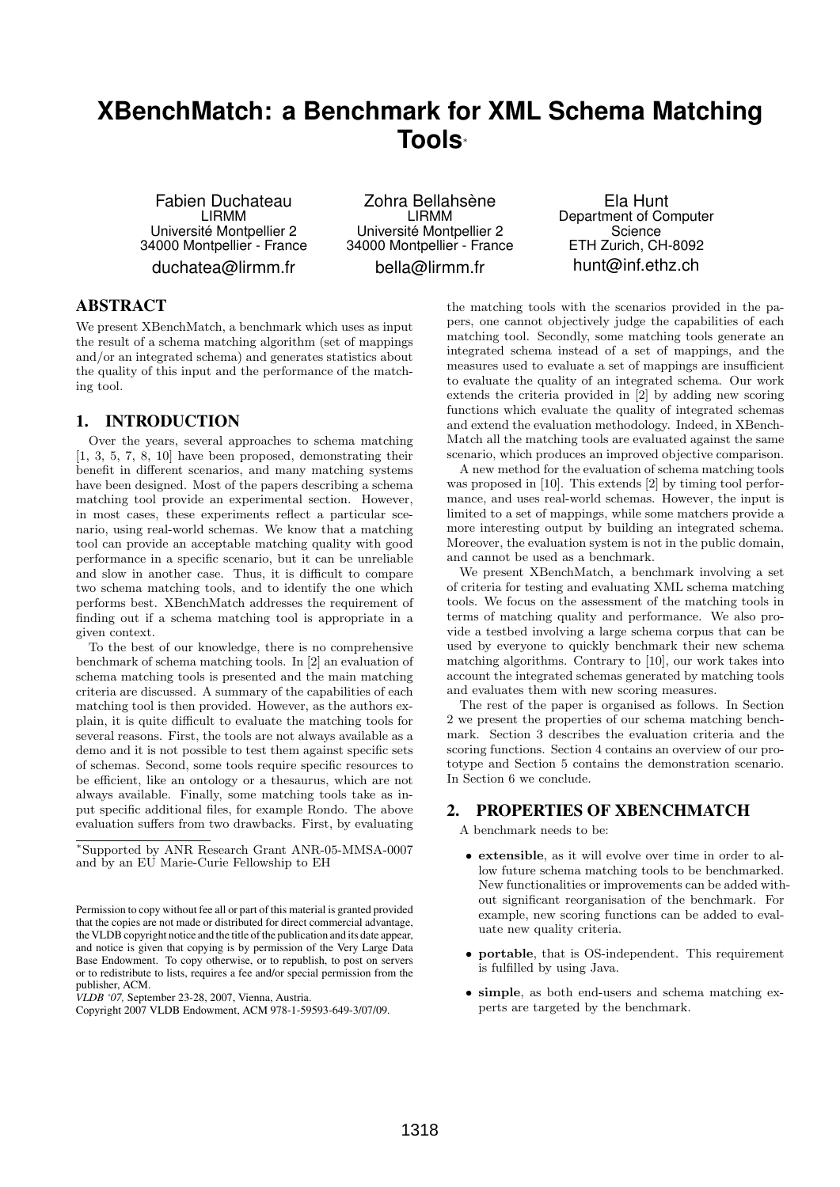# XBenchMatch: a Benchmark for XML Schema Matching Tools*

Fabien Duchateau
LIRMM
Université Montpellier 2
34000 Montpellier - France
duchatea@lirmm.fr

Zohra Bellahsène
LIRMM
Université Montpellier 2
34000 Montpellier - France
bella@lirmm.fr

Ela Hunt
Department of Computer Science
ETH Zurich, CH-8092
hunt@inf.ethz.ch

## ABSTRACT

We present XBenchMatch, a benchmark which uses as input the result of a schema matching algorithm (set of mappings and/or an integrated schema) and generates statistics about the quality of this input and the performance of the matching tool.

## 1. INTRODUCTION

Over the years, several approaches to schema matching [1, 3, 5, 7, 8, 10] have been proposed, demonstrating their benefit in different scenarios, and many matching systems have been designed. Most of the papers describing a schema matching tool provide an experimental section. However, in most cases, these experiments reflect a particular scenario, using real-world schemas. We know that a matching tool can provide an acceptable matching quality with good performance in a specific scenario, but it can be unreliable and slow in another case. Thus, it is difficult to compare two schema matching tools, and to identify the one which performs best. XBenchMatch addresses the requirement of finding out if a schema matching tool is appropriate in a given context.

To the best of our knowledge, there is no comprehensive benchmark of schema matching tools. In [2] an evaluation of schema matching tools is presented and the main matching criteria are discussed. A summary of the capabilities of each matching tool is then provided. However, as the authors explain, it is quite difficult to evaluate the matching tools for several reasons. First, the tools are not always available as a demo and it is not possible to test them against specific sets of schemas. Second, some tools require specific resources to be efficient, like an ontology or a thesaurus, which are not always available. Finally, some matching tools take as input specific additional files, for example Rondo. The above evaluation suffers from two drawbacks. First, by evaluating the matching tools with the scenarios provided in the papers, one cannot objectively judge the capabilities of each matching tool. Secondly, some matching tools generate an integrated schema instead of a set of mappings, and the measures used to evaluate a set of mappings are insufficient to evaluate the quality of an integrated schema. Our work extends the criteria provided in [2] by adding new scoring functions which evaluate the quality of integrated schemas and extend the evaluation methodology. Indeed, in XBenchMatch all the matching tools are evaluated against the same scenario, which produces an improved objective comparison.

A new method for the evaluation of schema matching tools was proposed in [10]. This extends [2] by timing tool performance, and uses real-world schemas. However, the input is limited to a set of mappings, while some matchers provide a more interesting output by building an integrated schema. Moreover, the evaluation system is not in the public domain, and cannot be used as a benchmark.

We present XBenchMatch, a benchmark involving a set of criteria for testing and evaluating XML schema matching tools. We focus on the assessment of the matching tools in terms of matching quality and performance. We also provide a testbed involving a large schema corpus that can be used by everyone to quickly benchmark their new schema matching algorithms. Contrary to [10], our work takes into account the integrated schemas generated by matching tools and evaluates them with new scoring measures.

The rest of the paper is organised as follows. In Section 2 we present the properties of our schema matching benchmark. Section 3 describes the evaluation criteria and the scoring functions. Section 4 contains an overview of our prototype and Section 5 contains the demonstration scenario. In Section 6 we conclude.

## 2. PROPERTIES OF XBENCHMATCH

A benchmark needs to be:

- **extensible**, as it will evolve over time in order to allow future schema matching tools to be benchmarked. New functionalities or improvements can be added without significant reorganisation of the benchmark. For example, new scoring functions can be added to evaluate new quality criteria.
- **portable**, that is OS-independent. This requirement is fulfilled by using Java.
- **simple**, as both end-users and schema matching experts are targeted by the benchmark.

*Supported by ANR Research Grant ANR-05-MMSA-0007 and by an EU Marie-Curie Fellowship to EH

Permission to copy without fee all or part of this material is granted provided that the copies are not made or distributed for direct commercial advantage, the VLDB copyright notice and the title of the publication and its date appear, and notice is given that copying is by permission of the Very Large Data Base Endowment. To copy otherwise, or to republish, to post on servers or to redistribute to lists, requires a fee and/or special permission from the publisher, ACM.
*VLDB '07,* September 23-28, 2007, Vienna, Austria.
Copyright 2007 VLDB Endowment, ACM 978-1-59593-649-3/07/09.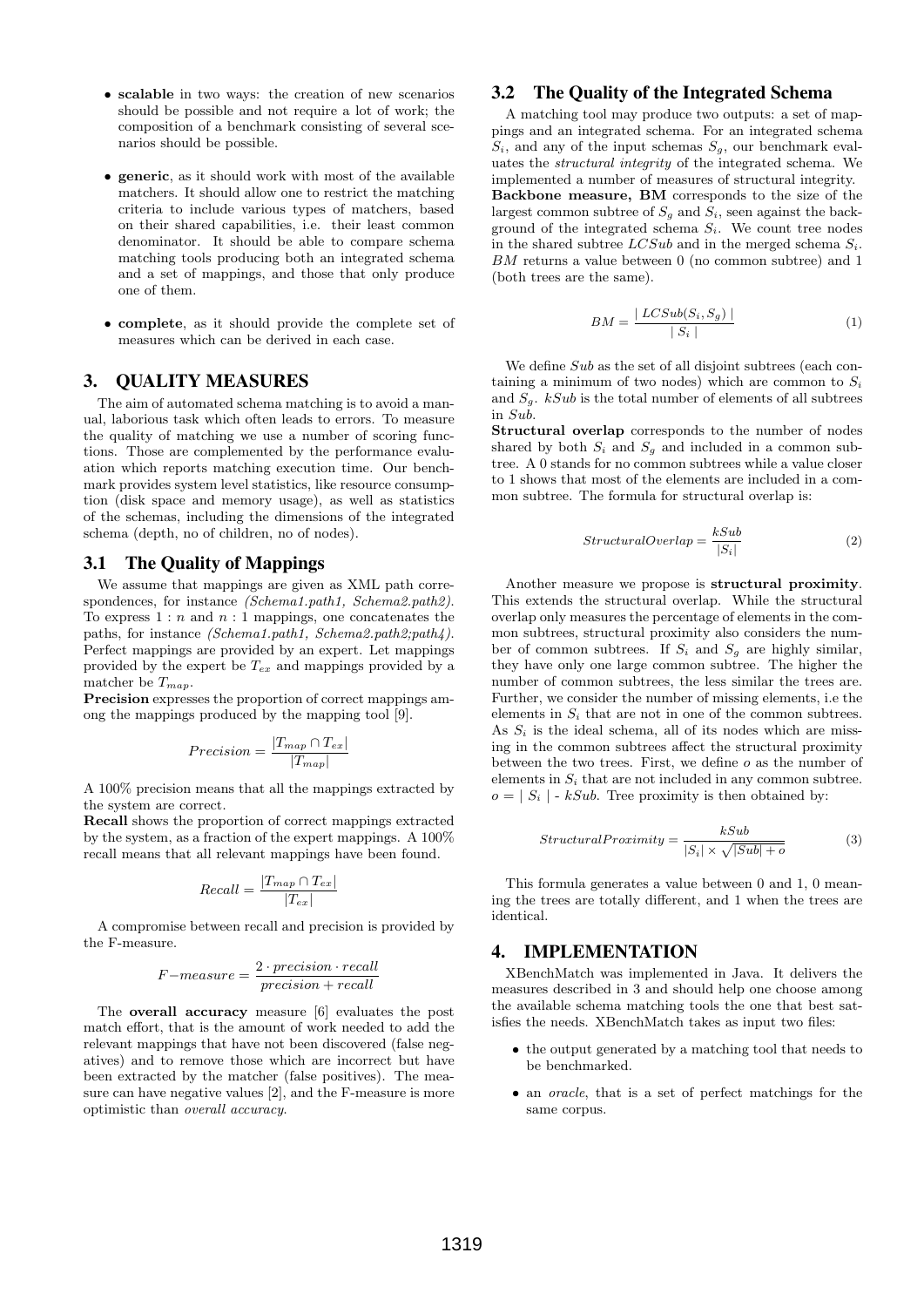- **scalable** in two ways: the creation of new scenarios should be possible and not require a lot of work; the composition of a benchmark consisting of several scenarios should be possible.
- **generic**, as it should work with most of the available matchers. It should allow one to restrict the matching criteria to include various types of matchers, based on their shared capabilities, i.e. their least common denominator. It should be able to compare schema matching tools producing both an integrated schema and a set of mappings, and those that only produce one of them.
- **complete**, as it should provide the complete set of measures which can be derived in each case.

## 3. QUALITY MEASURES

The aim of automated schema matching is to avoid a manual, laborious task which often leads to errors. To measure the quality of matching we use a number of scoring functions. Those are complemented by the performance evaluation which reports matching execution time. Our benchmark provides system level statistics, like resource consumption (disk space and memory usage), as well as statistics of the schemas, including the dimensions of the integrated schema (depth, no of children, no of nodes).

### 3.1 The Quality of Mappings

We assume that mappings are given as XML path correspondences, for instance *(Schema1.path1, Schema2.path2)*. To express $1 : n$ and $n : 1$ mappings, one concatenates the paths, for instance *(Schema1.path1, Schema2.path2;path4)*. Perfect mappings are provided by an expert. Let mappings provided by the expert be $T_{ex}$ and mappings provided by a matcher be $T_{map}$.

**Precision** expresses the proportion of correct mappings among the mappings produced by the mapping tool [9].

$$Precision = \frac{|T_{map} \cap T_{ex}|}{|T_{map}|}$$

A 100% precision means that all the mappings extracted by the system are correct.

**Recall** shows the proportion of correct mappings extracted by the system, as a fraction of the expert mappings. A 100% recall means that all relevant mappings have been found.

$$Recall = \frac{|T_{map} \cap T_{ex}|}{|T_{ex}|}$$

A compromise between recall and precision is provided by the F-measure.

$$F\text{-}measure = \frac{2 \cdot precision \cdot recall}{precision + recall}$$

The **overall accuracy** measure [6] evaluates the post match effort, that is the amount of work needed to add the relevant mappings that have not been discovered (false negatives) and to remove those which are incorrect but have been extracted by the matcher (false positives). The measure can have negative values [2], and the F-measure is more optimistic than *overall accuracy*.

### 3.2 The Quality of the Integrated Schema

A matching tool may produce two outputs: a set of mappings and an integrated schema. For an integrated schema $S_i$, and any of the input schemas $S_g$, our benchmark evaluates the *structural integrity* of the integrated schema. We implemented a number of measures of structural integrity.

**Backbone measure, BM** corresponds to the size of the largest common subtree of $S_g$ and $S_i$, seen against the background of the integrated schema $S_i$. We count tree nodes in the shared subtree $LCSub$ and in the merged schema $S_i$. $BM$ returns a value between 0 (no common subtree) and 1 (both trees are the same).

$$BM = \frac{|\ LCSub(S_i, S_g)\ |}{|\ S_i\ |} \tag{1}$$

We define $Sub$ as the set of all disjoint subtrees (each containing a minimum of two nodes) which are common to $S_i$ and $S_g$. $kSub$ is the total number of elements of all subtrees in $Sub$.

**Structural overlap** corresponds to the number of nodes shared by both $S_i$ and $S_g$ and included in a common subtree. A 0 stands for no common subtrees while a value closer to 1 shows that most of the elements are included in a common subtree. The formula for structural overlap is:

$$StructuralOverlap = \frac{kSub}{|S_i|} \tag{2}$$

Another measure we propose is **structural proximity**. This extends the structural overlap. While the structural overlap only measures the percentage of elements in the common subtrees, structural proximity also considers the number of common subtrees. If $S_i$ and $S_g$ are highly similar, they have only one large common subtree. The higher the number of common subtrees, the less similar the trees are. Further, we consider the number of missing elements, i.e the elements in $S_i$ that are not in one of the common subtrees. As $S_i$ is the ideal schema, all of its nodes which are missing in the common subtrees affect the structural proximity between the two trees. First, we define $o$ as the number of elements in $S_i$ that are not included in any common subtree. $o = |\ S_i\ |$ - $kSub$. Tree proximity is then obtained by:

$$StructuralProximity = \frac{kSub}{|S_i| \times \sqrt{|Sub| + o}} \tag{3}$$

This formula generates a value between 0 and 1, 0 meaning the trees are totally different, and 1 when the trees are identical.

## 4. IMPLEMENTATION

XBenchMatch was implemented in Java. It delivers the measures described in 3 and should help one choose among the available schema matching tools the one that best satisfies the needs. XBenchMatch takes as input two files:

- the output generated by a matching tool that needs to be benchmarked.
- an *oracle*, that is a set of perfect matchings for the same corpus.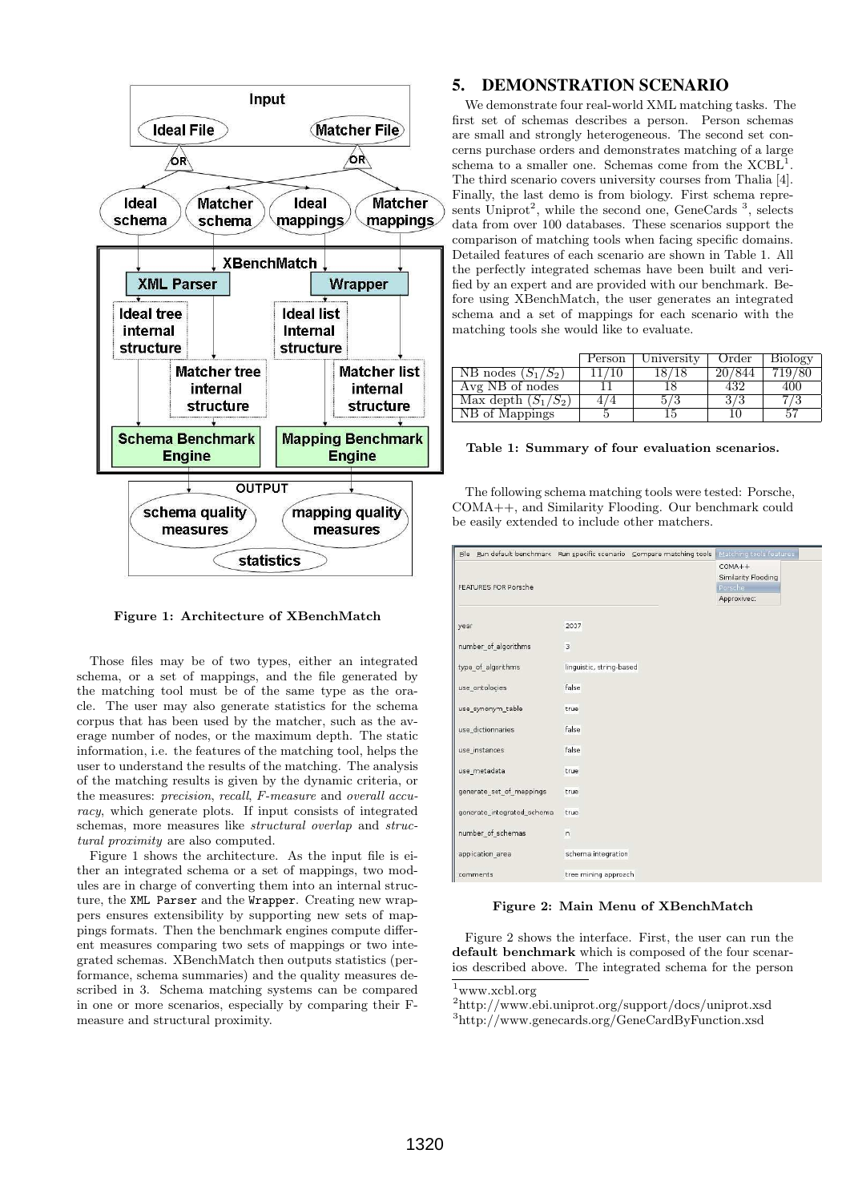Figure 1: Architecture of XBenchMatch

Those files may be of two types, either an integrated schema, or a set of mappings, and the file generated by the matching tool must be of the same type as the oracle. The user may also generate statistics for the schema corpus that has been used by the matcher, such as the average number of nodes, or the maximum depth. The static information, i.e. the features of the matching tool, helps the user to understand the results of the matching. The analysis of the matching results is given by the dynamic criteria, or the measures: *precision*, *recall*, *F-measure* and *overall accuracy*, which generate plots. If input consists of integrated schemas, more measures like *structural overlap* and *structural proximity* are also computed.

Figure 1 shows the architecture. As the input file is either an integrated schema or a set of mappings, two modules are in charge of converting them into an internal structure, the `XML Parser` and the `Wrapper`. Creating new wrappers ensures extensibility by supporting new sets of mappings formats. Then the benchmark engines compute different measures comparing two sets of mappings or two integrated schemas. XBenchMatch then outputs statistics (performance, schema summaries) and the quality measures described in 3. Schema matching systems can be compared in one or more scenarios, especially by comparing their F-measure and structural proximity.

## 5. DEMONSTRATION SCENARIO

We demonstrate four real-world XML matching tasks. The first set of schemas describes a person. Person schemas are small and strongly heterogeneous. The second set concerns purchase orders and demonstrates matching of a large schema to a smaller one. Schemas come from the XCBL[1]. The third scenario covers university courses from Thalia [4]. Finally, the last demo is from biology. First schema represents Uniprot[2], while the second one, GeneCards [3], selects data from over 100 databases. These scenarios support the comparison of matching tools when facing specific domains. Detailed features of each scenario are shown in Table 1. All the perfectly integrated schemas have been built and verified by an expert and are provided with our benchmark. Before using XBenchMatch, the user generates an integrated schema and a set of mappings for each scenario with the matching tools she would like to evaluate.

| | Person | University | Order | Biology |
|---|---|---|---|---|
| NB nodes ($S_1/S_2$) | 11/10 | 18/18 | 20/844 | 719/80 |
| Avg NB of nodes | 11 | 18 | 432 | 400 |
| Max depth ($S_1/S_2$) | 4/4 | 5/3 | 3/3 | 7/3 |
| NB of Mappings | 5 | 15 | 10 | 57 |

Table 1: Summary of four evaluation scenarios.

The following schema matching tools were tested: Porsche, COMA++, and Similarity Flooding. Our benchmark could be easily extended to include other matchers.

Figure 2: Main Menu of XBenchMatch

Figure 2 shows the interface. First, the user can run the **default benchmark** which is composed of the four scenarios described above. The integrated schema for the person

[1] www.xcbl.org

[2] http://www.ebi.uniprot.org/support/docs/uniprot.xsd

[3] http://www.genecards.org/GeneCardByFunction.xsd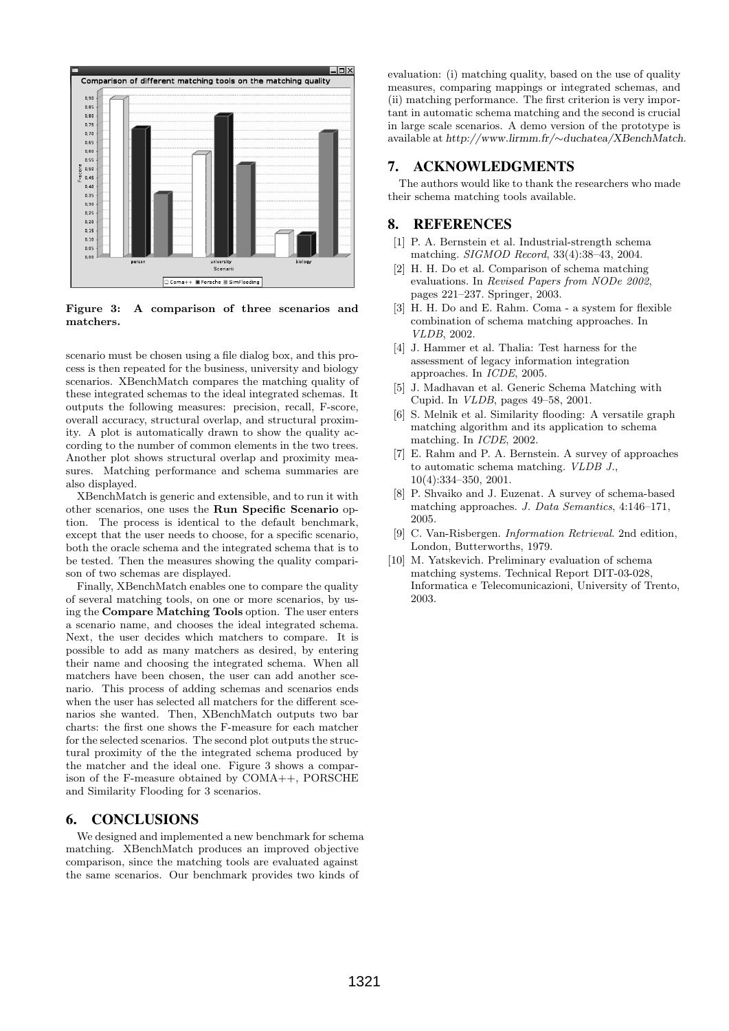Comparison of different matching tools on the matching quality

0,90
0,85
0,80
0,75
0,70
0,65
0,60
0,55
0,50
0,45
0,40
0,35
0,30
0,25
0,20
0,15
0,10
0,05
0,00

F-score

person
university
biology

Scenarii

Coma++ Porsche SimFlooding

**Figure 3: A comparison of three scenarios and matchers.**

scenario must be chosen using a file dialog box, and this process is then repeated for the business, university and biology scenarios. XBenchMatch compares the matching quality of these integrated schemas to the ideal integrated schemas. It outputs the following measures: precision, recall, F-score, overall accuracy, structural overlap, and structural proximity. A plot is automatically drawn to show the quality according to the number of common elements in the two trees. Another plot shows structural overlap and proximity measures. Matching performance and schema summaries are also displayed.

XBenchMatch is generic and extensible, and to run it with other scenarios, one uses the **Run Specific Scenario** option. The process is identical to the default benchmark, except that the user needs to choose, for a specific scenario, both the oracle schema and the integrated schema that is to be tested. Then the measures showing the quality comparison of two schemas are displayed.

Finally, XBenchMatch enables one to compare the quality of several matching tools, on one or more scenarios, by using the **Compare Matching Tools** option. The user enters a scenario name, and chooses the ideal integrated schema. Next, the user decides which matchers to compare. It is possible to add as many matchers as desired, by entering their name and choosing the integrated schema. When all matchers have been chosen, the user can add another scenario. This process of adding schemas and scenarios ends when the user has selected all matchers for the different scenarios she wanted. Then, XBenchMatch outputs two bar charts: the first one shows the F-measure for each matcher for the selected scenarios. The second plot outputs the structural proximity of the the integrated schema produced by the matcher and the ideal one. Figure 3 shows a comparison of the F-measure obtained by COMA++, PORSCHE and Similarity Flooding for 3 scenarios.

## 6. CONCLUSIONS

We designed and implemented a new benchmark for schema matching. XBenchMatch produces an improved objective comparison, since the matching tools are evaluated against the same scenarios. Our benchmark provides two kinds of evaluation: (i) matching quality, based on the use of quality measures, comparing mappings or integrated schemas, and (ii) matching performance. The first criterion is very important in automatic schema matching and the second is crucial in large scale scenarios. A demo version of the prototype is available at *http://www.lirmm.fr/~duchatea/XBenchMatch*.

## 7. ACKNOWLEDGMENTS

The authors would like to thank the researchers who made their schema matching tools available.

## 8. REFERENCES

[1] P. A. Bernstein et al. Industrial-strength schema matching. *SIGMOD Record*, 33(4):38–43, 2004.

[2] H. H. Do et al. Comparison of schema matching evaluations. In *Revised Papers from NODe 2002*, pages 221–237. Springer, 2003.

[3] H. H. Do and E. Rahm. Coma - a system for flexible combination of schema matching approaches. In *VLDB*, 2002.

[4] J. Hammer et al. Thalia: Test harness for the assessment of legacy information integration approaches. In *ICDE*, 2005.

[5] J. Madhavan et al. Generic Schema Matching with Cupid. In *VLDB*, pages 49–58, 2001.

[6] S. Melnik et al. Similarity flooding: A versatile graph matching algorithm and its application to schema matching. In *ICDE*, 2002.

[7] E. Rahm and P. A. Bernstein. A survey of approaches to automatic schema matching. *VLDB J.*, 10(4):334–350, 2001.

[8] P. Shvaiko and J. Euzenat. A survey of schema-based matching approaches. *J. Data Semantics*, 4:146–171, 2005.

[9] C. Van-Risbergen. *Information Retrieval*. 2nd edition, London, Butterworths, 1979.

[10] M. Yatskevich. Preliminary evaluation of schema matching systems. Technical Report DIT-03-028, Informatica e Telecomunicazioni, University of Trento, 2003.